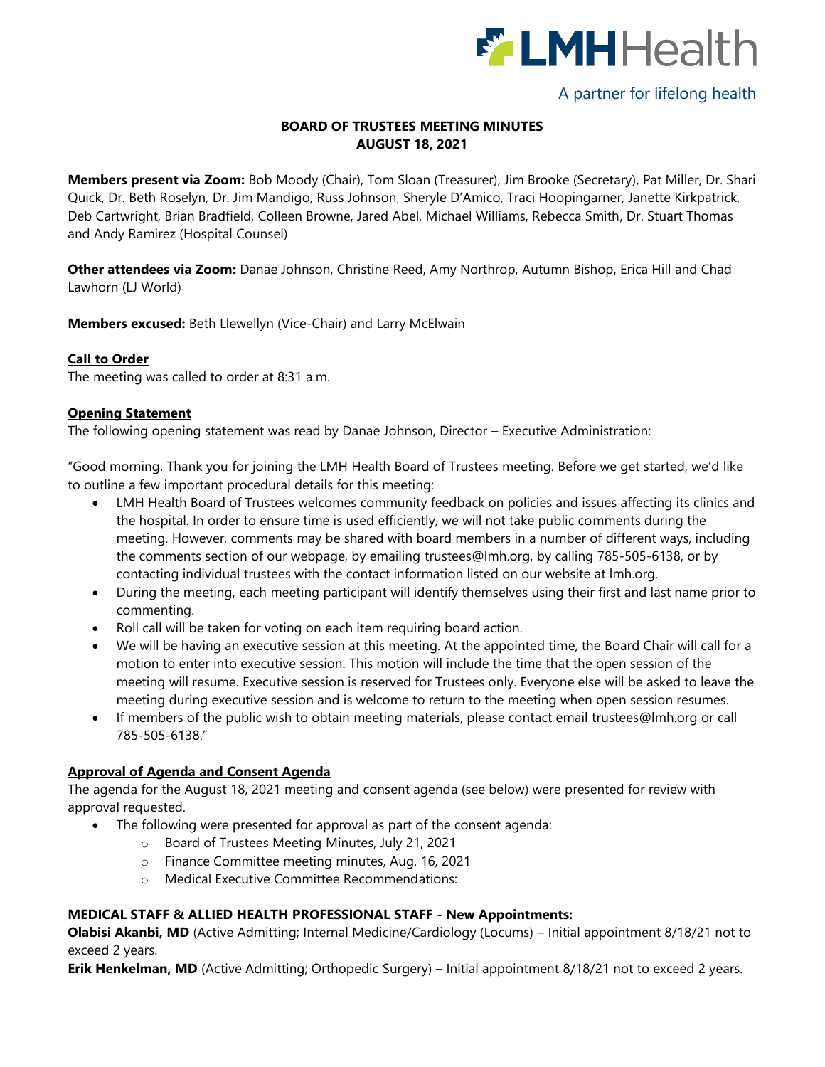LMHHealth

A partner for lifelong health

# BOARD OF TRUSTEES MEETING MINUTES
## AUGUST 18, 2021

**Members present via Zoom:** Bob Moody (Chair), Tom Sloan (Treasurer), Jim Brooke (Secretary), Pat Miller, Dr. Shari Quick, Dr. Beth Roselyn, Dr. Jim Mandigo, Russ Johnson, Sheryle D'Amico, Traci Hoopingarner, Janette Kirkpatrick, Deb Cartwright, Brian Bradfield, Colleen Browne, Jared Abel, Michael Williams, Rebecca Smith, Dr. Stuart Thomas and Andy Ramirez (Hospital Counsel)

**Other attendees via Zoom:** Danae Johnson, Christine Reed, Amy Northrop, Autumn Bishop, Erica Hill and Chad Lawhorn (LJ World)

**Members excused:** Beth Llewellyn (Vice-Chair) and Larry McElwain

### Call to Order

The meeting was called to order at 8:31 a.m.

### Opening Statement

The following opening statement was read by Danae Johnson, Director – Executive Administration:

"Good morning. Thank you for joining the LMH Health Board of Trustees meeting. Before we get started, we'd like to outline a few important procedural details for this meeting:

- LMH Health Board of Trustees welcomes community feedback on policies and issues affecting its clinics and the hospital. In order to ensure time is used efficiently, we will not take public comments during the meeting. However, comments may be shared with board members in a number of different ways, including the comments section of our webpage, by emailing trustees@lmh.org, by calling 785-505-6138, or by contacting individual trustees with the contact information listed on our website at lmh.org.
- During the meeting, each meeting participant will identify themselves using their first and last name prior to commenting.
- Roll call will be taken for voting on each item requiring board action.
- We will be having an executive session at this meeting. At the appointed time, the Board Chair will call for a motion to enter into executive session. This motion will include the time that the open session of the meeting will resume. Executive session is reserved for Trustees only. Everyone else will be asked to leave the meeting during executive session and is welcome to return to the meeting when open session resumes.
- If members of the public wish to obtain meeting materials, please contact email trustees@lmh.org or call 785-505-6138."

### Approval of Agenda and Consent Agenda

The agenda for the August 18, 2021 meeting and consent agenda (see below) were presented for review with approval requested.

- The following were presented for approval as part of the consent agenda:
  - Board of Trustees Meeting Minutes, July 21, 2021
  - Finance Committee meeting minutes, Aug. 16, 2021
  - Medical Executive Committee Recommendations:

**MEDICAL STAFF & ALLIED HEALTH PROFESSIONAL STAFF - New Appointments:**

**Olabisi Akanbi, MD** (Active Admitting; Internal Medicine/Cardiology (Locums) – Initial appointment 8/18/21 not to exceed 2 years.

**Erik Henkelman, MD** (Active Admitting; Orthopedic Surgery) – Initial appointment 8/18/21 not to exceed 2 years.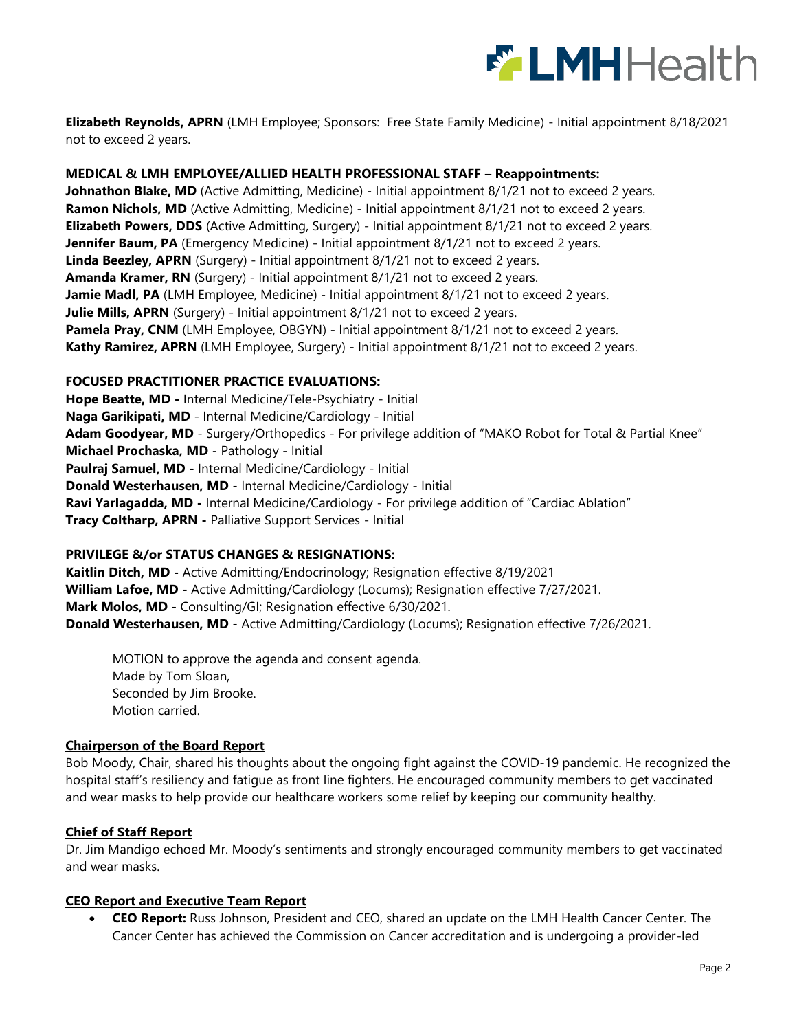**Elizabeth Reynolds, APRN** (LMH Employee; Sponsors: Free State Family Medicine) - Initial appointment 8/18/2021 not to exceed 2 years.

**MEDICAL & LMH EMPLOYEE/ALLIED HEALTH PROFESSIONAL STAFF – Reappointments:**
**Johnathon Blake, MD** (Active Admitting, Medicine) - Initial appointment 8/1/21 not to exceed 2 years.
**Ramon Nichols, MD** (Active Admitting, Medicine) - Initial appointment 8/1/21 not to exceed 2 years.
**Elizabeth Powers, DDS** (Active Admitting, Surgery) - Initial appointment 8/1/21 not to exceed 2 years.
**Jennifer Baum, PA** (Emergency Medicine) - Initial appointment 8/1/21 not to exceed 2 years.
**Linda Beezley, APRN** (Surgery) - Initial appointment 8/1/21 not to exceed 2 years.
**Amanda Kramer, RN** (Surgery) - Initial appointment 8/1/21 not to exceed 2 years.
**Jamie Madl, PA** (LMH Employee, Medicine) - Initial appointment 8/1/21 not to exceed 2 years.
**Julie Mills, APRN** (Surgery) - Initial appointment 8/1/21 not to exceed 2 years.
**Pamela Pray, CNM** (LMH Employee, OBGYN) - Initial appointment 8/1/21 not to exceed 2 years.
**Kathy Ramirez, APRN** (LMH Employee, Surgery) - Initial appointment 8/1/21 not to exceed 2 years.

**FOCUSED PRACTITIONER PRACTICE EVALUATIONS:**
**Hope Beatte, MD -** Internal Medicine/Tele-Psychiatry - Initial
**Naga Garikipati, MD** - Internal Medicine/Cardiology - Initial
**Adam Goodyear, MD** - Surgery/Orthopedics - For privilege addition of "MAKO Robot for Total & Partial Knee"
**Michael Prochaska, MD** - Pathology - Initial
**Paulraj Samuel, MD -** Internal Medicine/Cardiology - Initial
**Donald Westerhausen, MD -** Internal Medicine/Cardiology - Initial
**Ravi Yarlagadda, MD -** Internal Medicine/Cardiology - For privilege addition of "Cardiac Ablation"
**Tracy Coltharp, APRN -** Palliative Support Services - Initial

**PRIVILEGE &/or STATUS CHANGES & RESIGNATIONS:**
**Kaitlin Ditch, MD -** Active Admitting/Endocrinology; Resignation effective 8/19/2021
**William Lafoe, MD -** Active Admitting/Cardiology (Locums); Resignation effective 7/27/2021.
**Mark Molos, MD -** Consulting/GI; Resignation effective 6/30/2021.
**Donald Westerhausen, MD -** Active Admitting/Cardiology (Locums); Resignation effective 7/26/2021.

MOTION to approve the agenda and consent agenda.
Made by Tom Sloan,
Seconded by Jim Brooke.
Motion carried.

**Chairperson of the Board Report**

Bob Moody, Chair, shared his thoughts about the ongoing fight against the COVID-19 pandemic. He recognized the hospital staff's resiliency and fatigue as front line fighters. He encouraged community members to get vaccinated and wear masks to help provide our healthcare workers some relief by keeping our community healthy.

**Chief of Staff Report**

Dr. Jim Mandigo echoed Mr. Moody's sentiments and strongly encouraged community members to get vaccinated and wear masks.

**CEO Report and Executive Team Report**

- **CEO Report:** Russ Johnson, President and CEO, shared an update on the LMH Health Cancer Center. The Cancer Center has achieved the Commission on Cancer accreditation and is undergoing a provider-led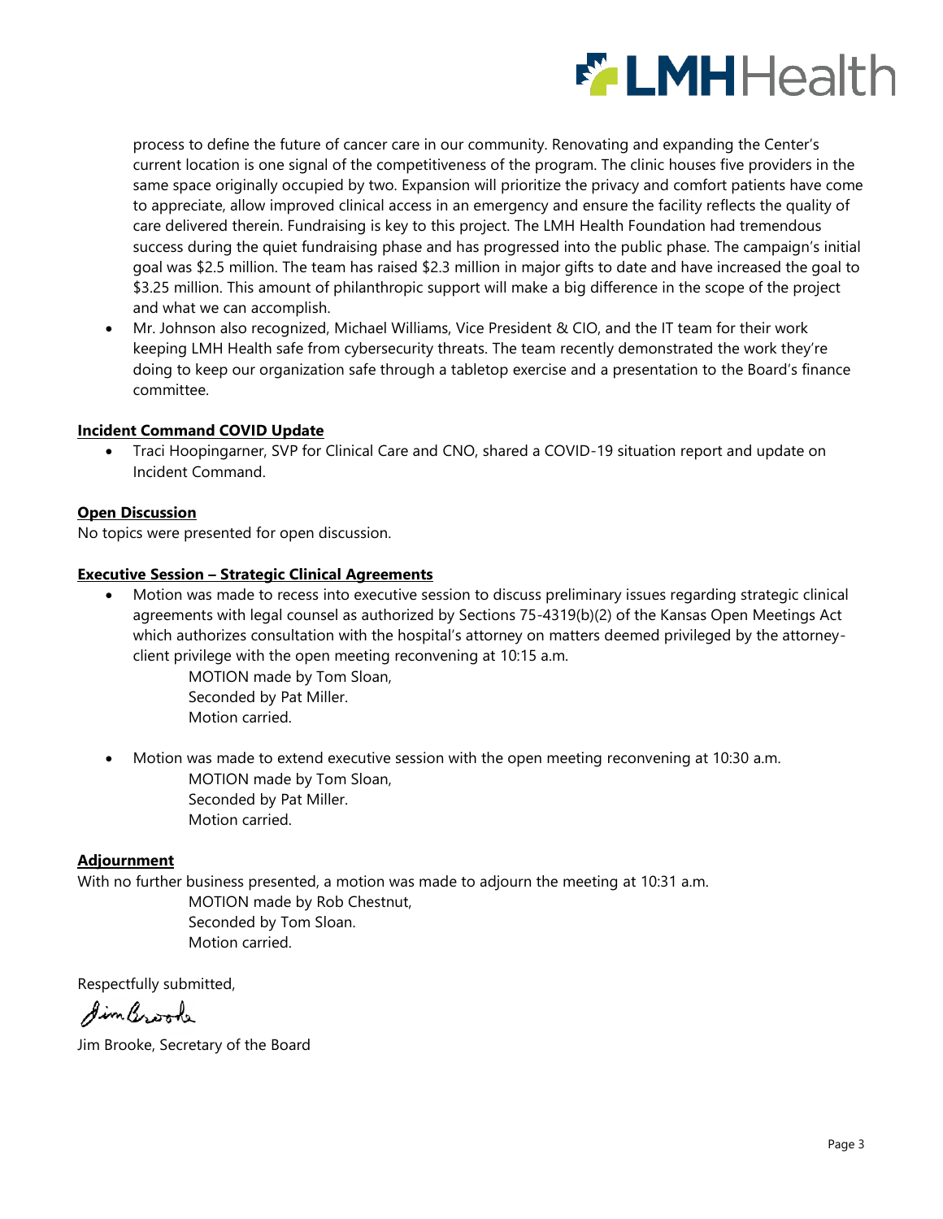process to define the future of cancer care in our community. Renovating and expanding the Center's current location is one signal of the competitiveness of the program. The clinic houses five providers in the same space originally occupied by two. Expansion will prioritize the privacy and comfort patients have come to appreciate, allow improved clinical access in an emergency and ensure the facility reflects the quality of care delivered therein. Fundraising is key to this project. The LMH Health Foundation had tremendous success during the quiet fundraising phase and has progressed into the public phase. The campaign's initial goal was $2.5 million. The team has raised $2.3 million in major gifts to date and have increased the goal to $3.25 million. This amount of philanthropic support will make a big difference in the scope of the project and what we can accomplish.

- Mr. Johnson also recognized, Michael Williams, Vice President & CIO, and the IT team for their work keeping LMH Health safe from cybersecurity threats. The team recently demonstrated the work they're doing to keep our organization safe through a tabletop exercise and a presentation to the Board's finance committee.

**Incident Command COVID Update**

- Traci Hoopingarner, SVP for Clinical Care and CNO, shared a COVID-19 situation report and update on Incident Command.

**Open Discussion**

No topics were presented for open discussion.

**Executive Session – Strategic Clinical Agreements**

- Motion was made to recess into executive session to discuss preliminary issues regarding strategic clinical agreements with legal counsel as authorized by Sections 75-4319(b)(2) of the Kansas Open Meetings Act which authorizes consultation with the hospital's attorney on matters deemed privileged by the attorney-client privilege with the open meeting reconvening at 10:15 a.m.

  MOTION made by Tom Sloan,
  Seconded by Pat Miller.
  Motion carried.

- Motion was made to extend executive session with the open meeting reconvening at 10:30 a.m.

  MOTION made by Tom Sloan,
  Seconded by Pat Miller.
  Motion carried.

**Adjournment**

With no further business presented, a motion was made to adjourn the meeting at 10:31 a.m.

MOTION made by Rob Chestnut,
Seconded by Tom Sloan.
Motion carried.

Respectfully submitted,

Jim Brooke

Jim Brooke, Secretary of the Board